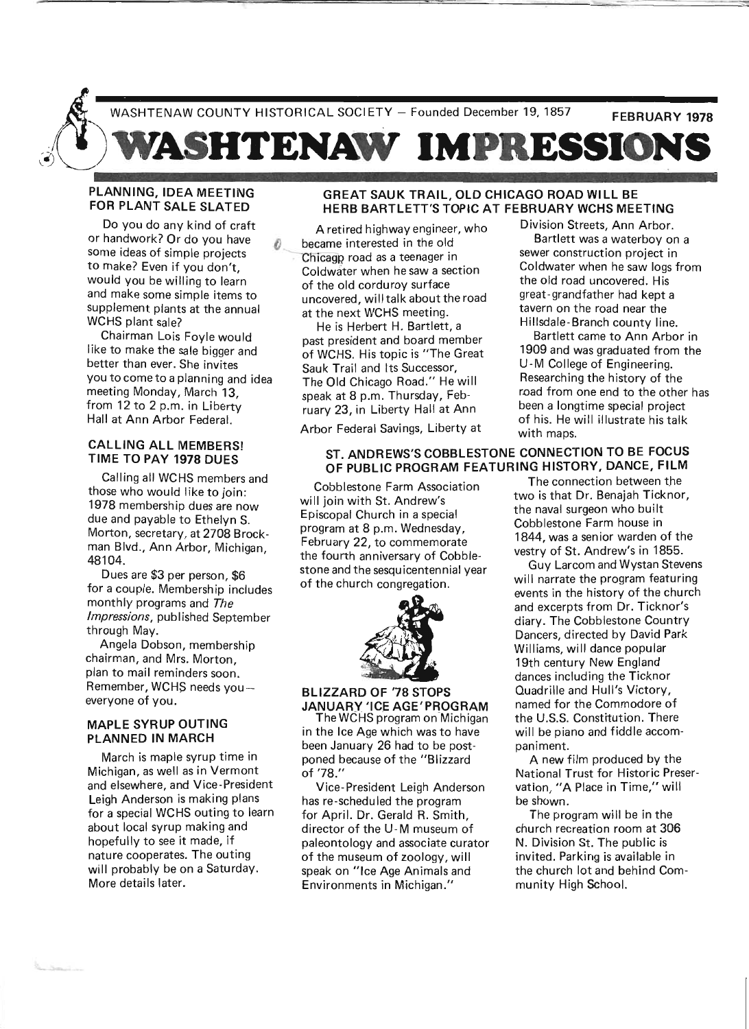WASHTENAW COUNTY HISTORICAL SOCIETY — Founded December 19, 1857

FEBRUARY 1978

# WASHTENAW IMPRESSIONS

## PLANNING, IDEA MEETING FOR PLANT SALE SLATED

Do you do any kind of craft or handwork? Or do you have some ideas of simple projects to make? Even if you don't, would you be willing to learn and make some simple items to supplement plants at the annual WCHS plant sale?

Chairman Lois Foyle would like to make the sale bigger and better than ever. She invites you to come to a planning and idea meeting Monday, March 13, from 12 to 2 p.m. in Liberty Hall at Ann Arbor Federal.

## CALLING ALL MEMBERS! TIME TO PAY 1978 DUES

Calling all WCHS members and those who would like to join: 1978 membership dues are now due and payable to Ethelyn S. Morton, secretary, at 2708 Brockman Blvd., Ann Arbor, Michigan, 48104.

Dues are $3 per person, $6 for a couple. Membership includes monthly programs and *The Impressions*, published September through May.

Angela Dobson, membership chairman, and Mrs. Morton, plan to mail reminders soon. Remember, WCHS needs you — everyone of you.

## MAPLE SYRUP OUTING PLANNED IN MARCH

March is maple syrup time in Michigan, as well as in Vermont and elsewhere, and Vice-President Leigh Anderson is making plans for a special WCHS outing to learn about local syrup making and hopefully to see it made, if nature cooperates. The outing will probably be on a Saturday. More details later.

## GREAT SAUK TRAIL, OLD CHICAGO ROAD WILL BE HERB BARTLETT'S TOPIC AT FEBRUARY WCHS MEETING

A retired highway engineer, who became interested in the old Chicago road as a teenager in Coldwater when he saw a section of the old corduroy surface uncovered, will talk about the road at the next WCHS meeting.

He is Herbert H. Bartlett, a past president and board member of WCHS. His topic is "The Great Sauk Trail and Its Successor, The Old Chicago Road." He will speak at 8 p.m. Thursday, February 23, in Liberty Hall at Ann Arbor Federal Savings, Liberty at Division Streets, Ann Arbor.

Bartlett was a waterboy on a sewer construction project in Coldwater when he saw logs from the old road uncovered. His great-grandfather had kept a tavern on the road near the Hillsdale-Branch county line.

Bartlett came to Ann Arbor in 1909 and was graduated from the U-M College of Engineering. Researching the history of the road from one end to the other has been a longtime special project of his. He will illustrate his talk with maps.

## ST. ANDREWS'S COBBLESTONE CONNECTION TO BE FOCUS OF PUBLIC PROGRAM FEATURING HISTORY, DANCE, FILM

Cobblestone Farm Association will join with St. Andrew's Episcopal Church in a special program at 8 p.m. Wednesday, February 22, to commemorate the fourth anniversary of Cobblestone and the sesquicentennial year of the church congregation.

The connection between the two is that Dr. Benajah Ticknor, the naval surgeon who built Cobblestone Farm house in 1844, was a senior warden of the vestry of St. Andrew's in 1855.

Guy Larcom and Wystan Stevens will narrate the program featuring events in the history of the church and excerpts from Dr. Ticknor's diary. The Cobblestone Country Dancers, directed by David Park Williams, will dance popular 19th century New England dances including the Ticknor Quadrille and Hull's Victory, named for the Commodore of the U.S.S. Constitution. There will be piano and fiddle accompaniment.

A new film produced by the National Trust for Historic Preservation, "A Place in Time," will be shown.

The program will be in the church recreation room at 306 N. Division St. The public is invited. Parking is available in the church lot and behind Community High School.

## BLIZZARD OF '78 STOPS JANUARY 'ICE AGE' PROGRAM

The WCHS program on Michigan in the Ice Age which was to have been January 26 had to be postponed because of the "Blizzard of '78."

Vice-President Leigh Anderson has re-scheduled the program for April. Dr. Gerald R. Smith, director of the U-M museum of paleontology and associate curator of the museum of zoology, will speak on "Ice Age Animals and Environments in Michigan."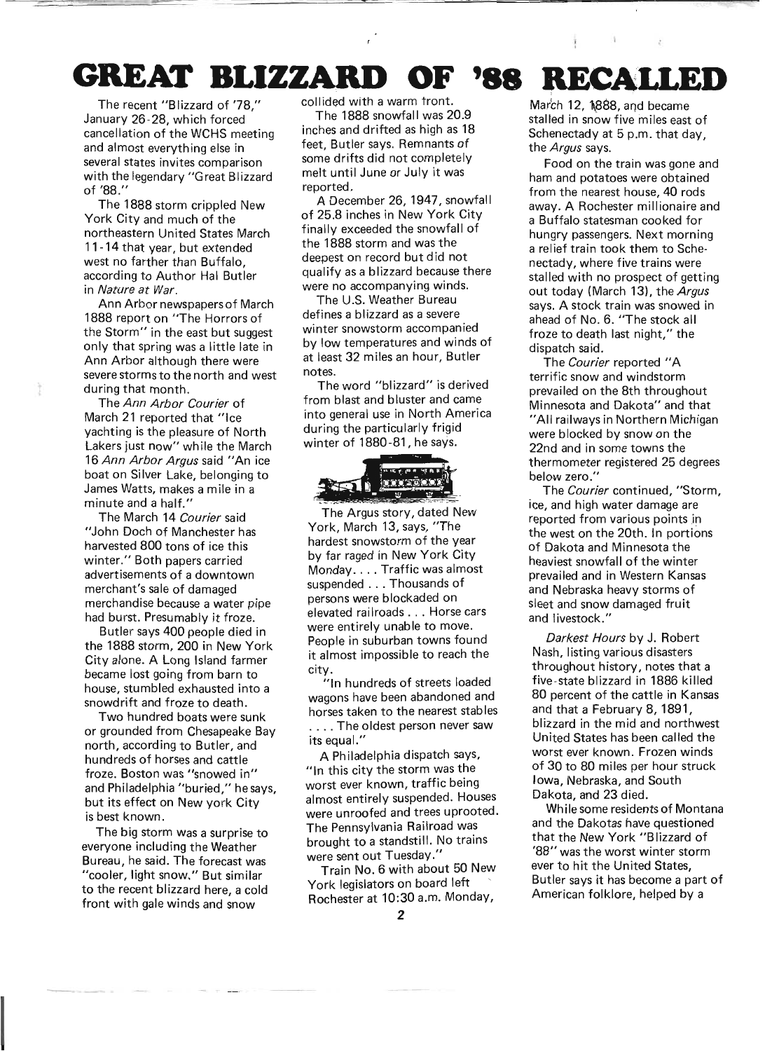# GREAT BLIZZARD OF '88 RECALLED

The recent "Blizzard of '78," January 26-28, which forced cancellation of the WCHS meeting and almost everything else in several states invites comparison with the legendary "Great Blizzard of '88."

The 1888 storm crippled New York City and much of the northeastern United States March 11-14 that year, but extended west no farther than Buffalo, according to Author Hal Butler in *Nature at War*.

Ann Arbor newspapers of March 1888 report on "The Horrors of the Storm" in the east but suggest only that spring was a little late in Ann Arbor although there were severe storms to the north and west during that month.

The *Ann Arbor Courier* of March 21 reported that "Ice yachting is the pleasure of North Lakers just now" while the March 16 *Ann Arbor Argus* said "An ice boat on Silver Lake, belonging to James Watts, makes a mile in a minute and a half."

The March 14 *Courier* said "John Doch of Manchester has harvested 800 tons of ice this winter." Both papers carried advertisements of a downtown merchant's sale of damaged merchandise because a water pipe had burst. Presumably it froze.

Butler says 400 people died in the 1888 storm, 200 in New York City alone. A Long Island farmer became lost going from barn to house, stumbled exhausted into a snowdrift and froze to death.

Two hundred boats were sunk or grounded from Chesapeake Bay north, according to Butler, and hundreds of horses and cattle froze. Boston was "snowed in" and Philadelphia "buried," he says, but its effect on New york City is best known.

The big storm was a surprise to everyone including the Weather Bureau, he said. The forecast was "cooler, light snow." But similar to the recent blizzard here, a cold front with gale winds and snow collided with a warm front.

The 1888 snowfall was 20.9 inches and drifted as high as 18 feet, Butler says. Remnants of some drifts did not completely melt until June or July it was reported.

A December 26, 1947, snowfall of 25.8 inches in New York City finally exceeded the snowfall of the 1888 storm and was the deepest on record but did not qualify as a blizzard because there were no accompanying winds.

The U.S. Weather Bureau defines a blizzard as a severe winter snowstorm accompanied by low temperatures and winds of at least 32 miles an hour, Butler notes.

The word "blizzard" is derived from blast and bluster and came into general use in North America during the particularly frigid winter of 1880-81, he says.

The Argus story, dated New York, March 13, says, "The hardest snowstorm of the year by far raged in New York City Monday. . . . Traffic was almost suspended . . . Thousands of persons were blockaded on elevated railroads . . . Horse cars were entirely unable to move. People in suburban towns found it almost impossible to reach the city.

"In hundreds of streets loaded wagons have been abandoned and horses taken to the nearest stables . . . . The oldest person never saw its equal."

A Philadelphia dispatch says, "In this city the storm was the worst ever known, traffic being almost entirely suspended. Houses were unroofed and trees uprooted. The Pennsylvania Railroad was brought to a standstill. No trains were sent out Tuesday."

Train No. 6 with about 50 New York legislators on board left Rochester at 10:30 a.m. Monday, March 12, 1888, and became stalled in snow five miles east of Schenectady at 5 p.m. that day, the *Argus* says.

Food on the train was gone and ham and potatoes were obtained from the nearest house, 40 rods away. A Rochester millionaire and a Buffalo statesman cooked for hungry passengers. Next morning a relief train took them to Schenectady, where five trains were stalled with no prospect of getting out today (March 13), the *Argus* says. A stock train was snowed in ahead of No. 6. "The stock all froze to death last night," the dispatch said.

The *Courier* reported "A terrific snow and windstorm prevailed on the 8th throughout Minnesota and Dakota" and that "All railways in Northern Michigan were blocked by snow on the 22nd and in some towns the thermometer registered 25 degrees below zero."

The *Courier* continued, "Storm, ice, and high water damage are reported from various points in the west on the 20th. In portions of Dakota and Minnesota the heaviest snowfall of the winter prevailed and in Western Kansas and Nebraska heavy storms of sleet and snow damaged fruit and livestock."

*Darkest Hours* by J. Robert Nash, listing various disasters throughout history, notes that a five-state blizzard in 1886 killed 80 percent of the cattle in Kansas and that a February 8, 1891, blizzard in the mid and northwest United States has been called the worst ever known. Frozen winds of 30 to 80 miles per hour struck Iowa, Nebraska, and South Dakota, and 23 died.

While some residents of Montana and the Dakotas have questioned that the New York "Blizzard of '88" was the worst winter storm ever to hit the United States, Butler says it has become a part of American folklore, helped by a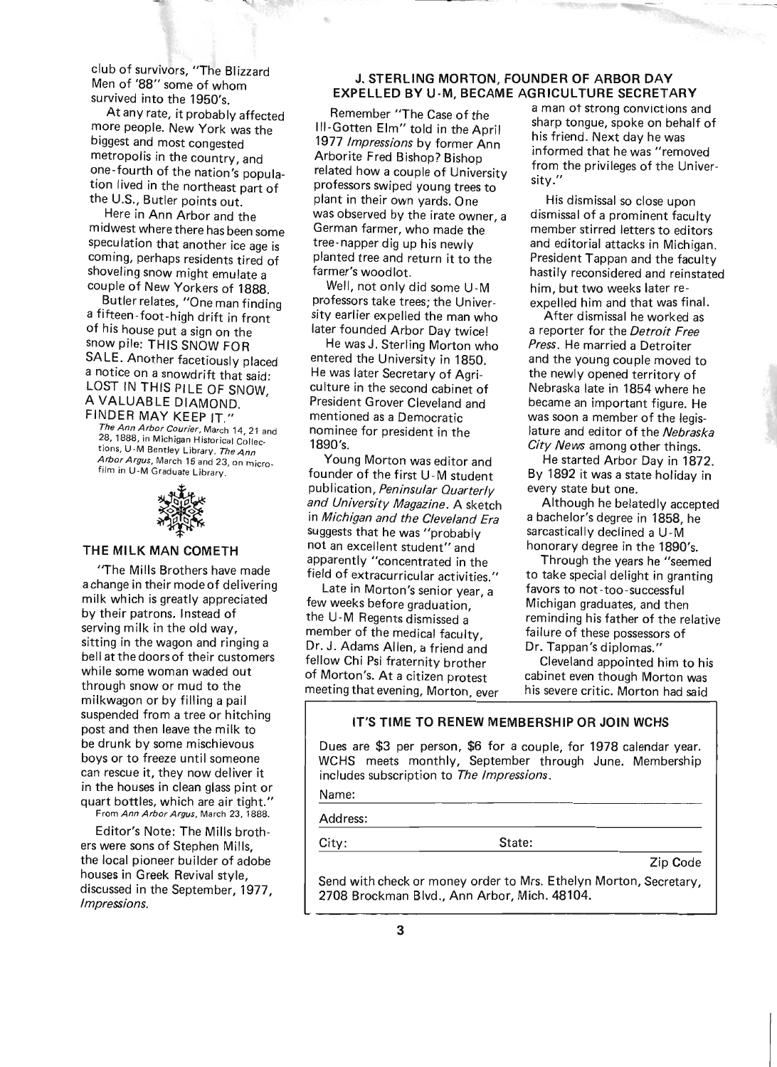club of survivors, "The Blizzard Men of '88" some of whom survived into the 1950's.

At any rate, it probably affected more people. New York was the biggest and most congested metropolis in the country, and one-fourth of the nation's population lived in the northeast part of the U.S., Butler points out.

Here in Ann Arbor and the midwest where there has been some speculation that another ice age is coming, perhaps residents tired of shoveling snow might emulate a couple of New Yorkers of 1888.

Butler relates, "One man finding a fifteen-foot-high drift in front of his house put a sign on the snow pile: THIS SNOW FOR SALE. Another facetiously placed a notice on a snowdrift that said: LOST IN THIS PILE OF SNOW, A VALUABLE DIAMOND. FINDER MAY KEEP IT."

*The Ann Arbor Courier*, March 14, 21 and 28, 1888, in Michigan Historical Collections, U-M Bentley Library. *The Ann Arbor Argus*, March 16 and 23, on microfilm in U-M Graduate Library.

## THE MILK MAN COMETH

"The Mills Brothers have made a change in their mode of delivering milk which is greatly appreciated by their patrons. Instead of serving milk in the old way, sitting in the wagon and ringing a bell at the doors of their customers while some woman waded out through snow or mud to the milkwagon or by filling a pail suspended from a tree or hitching post and then leave the milk to be drunk by some mischievous boys or to freeze until someone can rescue it, they now deliver it in the houses in clean glass pint or quart bottles, which are air tight."

From *Ann Arbor Argus*, March 23, 1888.

Editor's Note: The Mills brothers were sons of Stephen Mills, the local pioneer builder of adobe houses in Greek Revival style, discussed in the September, 1977, *Impressions*.

## J. STERLING MORTON, FOUNDER OF ARBOR DAY EXPELLED BY U-M, BECAME AGRICULTURE SECRETARY

Remember "The Case of the Ill-Gotten Elm" told in the April 1977 *Impressions* by former Ann Arborite Fred Bishop? Bishop related how a couple of University professors swiped young trees to plant in their own yards. One was observed by the irate owner, a German farmer, who made the tree-napper dig up his newly planted tree and return it to the farmer's woodlot.

Well, not only did some U-M professors take trees; the University earlier expelled the man who later founded Arbor Day twice!

He was J. Sterling Morton who entered the University in 1850. He was later Secretary of Agriculture in the second cabinet of President Grover Cleveland and mentioned as a Democratic nominee for president in the 1890's.

Young Morton was editor and founder of the first U-M student publication, *Peninsular Quarterly and University Magazine*. A sketch in *Michigan and the Cleveland Era* suggests that he was "probably not an excellent student" and apparently "concentrated in the field of extracurricular activities."

Late in Morton's senior year, a few weeks before graduation, the U-M Regents dismissed a member of the medical faculty, Dr. J. Adams Allen, a friend and fellow Chi Psi fraternity brother of Morton's. At a citizen protest meeting that evening, Morton, ever a man of strong convictions and sharp tongue, spoke on behalf of his friend. Next day he was informed that he was "removed from the privileges of the University."

His dismissal so close upon dismissal of a prominent faculty member stirred letters to editors and editorial attacks in Michigan. President Tappan and the faculty hastily reconsidered and reinstated him, but two weeks later re-expelled him and that was final.

After dismissal he worked as a reporter for the *Detroit Free Press*. He married a Detroiter and the young couple moved to the newly opened territory of Nebraska late in 1854 where he became an important figure. He was soon a member of the legislature and editor of the *Nebraska City News* among other things.

He started Arbor Day in 1872. By 1892 it was a state holiday in every state but one.

Although he belatedly accepted a bachelor's degree in 1858, he sarcastically declined a U-M honorary degree in the 1890's.

Through the years he "seemed to take special delight in granting favors to not-too-successful Michigan graduates, and then reminding his father of the relative failure of these possessors of Dr. Tappan's diplomas."

Cleveland appointed him to his cabinet even though Morton was his severe critic. Morton had said

---

### IT'S TIME TO RENEW MEMBERSHIP OR JOIN WCHS

Dues are $3 per person, $6 for a couple, for 1978 calendar year. WCHS meets monthly, September through June. Membership includes subscription to *The Impressions*.

Name: \_\_\_\_\_\_\_\_\_\_\_\_\_\_\_\_\_\_\_\_

Address: \_\_\_\_\_\_\_\_\_\_\_\_\_\_\_\_\_\_\_\_

City: \_\_\_\_\_\_\_\_\_\_ State: \_\_\_\_\_\_\_\_\_\_ Zip Code

Send with check or money order to Mrs. Ethelyn Morton, Secretary, 2708 Brockman Blvd., Ann Arbor, Mich. 48104.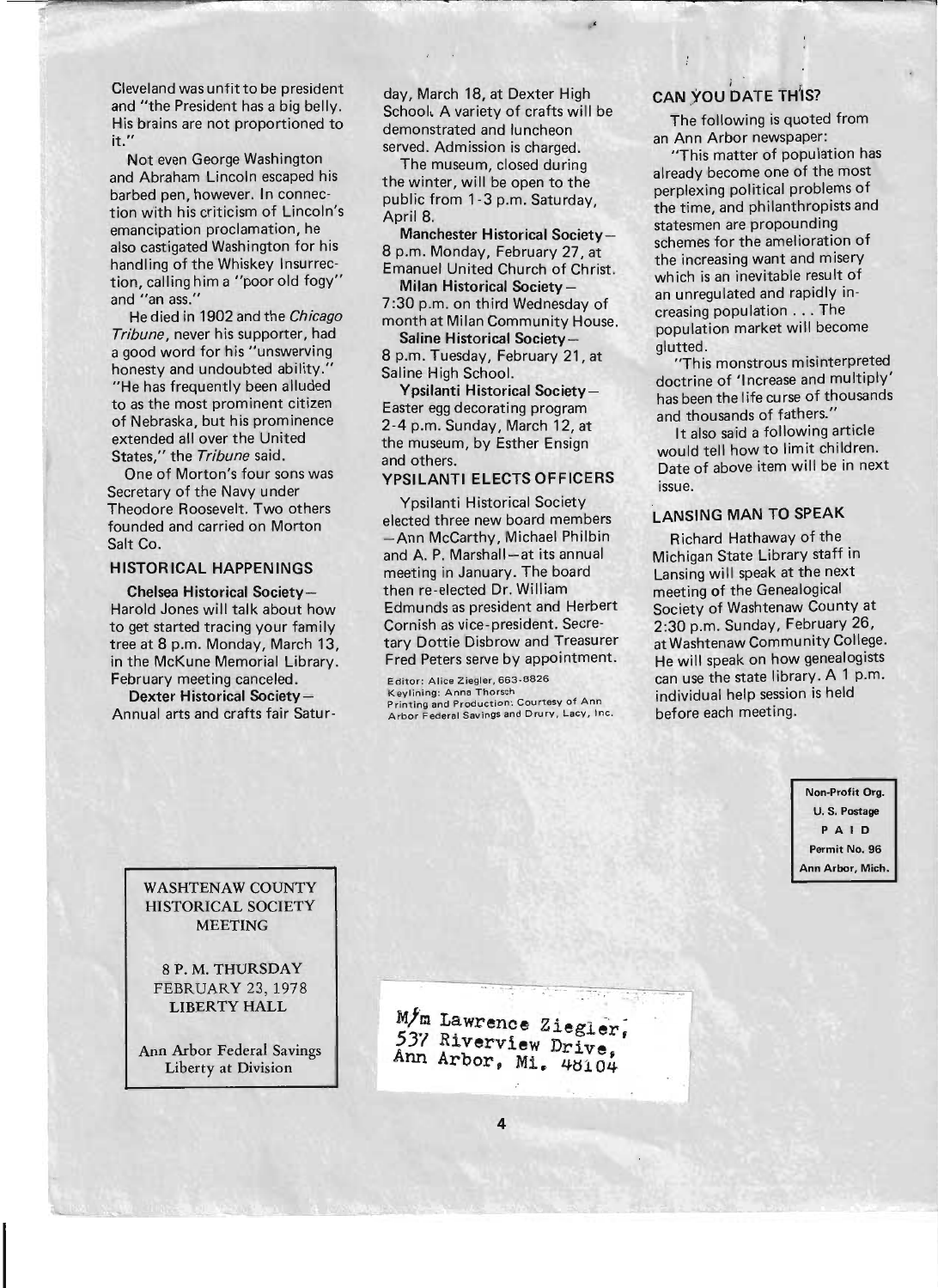Cleveland was unfit to be president and "the President has a big belly. His brains are not proportioned to it."

Not even George Washington and Abraham Lincoln escaped his barbed pen, however. In connection with his criticism of Lincoln's emancipation proclamation, he also castigated Washington for his handling of the Whiskey Insurrection, calling him a "poor old fogy" and "an ass."

He died in 1902 and the *Chicago Tribune*, never his supporter, had a good word for his "unswerving honesty and undoubted ability." "He has frequently been alluded to as the most prominent citizen of Nebraska, but his prominence extended all over the United States," the *Tribune* said.

One of Morton's four sons was Secretary of the Navy under Theodore Roosevelt. Two others founded and carried on Morton Salt Co.

### HISTORICAL HAPPENINGS

**Chelsea Historical Society**— Harold Jones will talk about how to get started tracing your family tree at 8 p.m. Monday, March 13, in the McKune Memorial Library. February meeting canceled.

**Dexter Historical Society**— Annual arts and crafts fair Saturday, March 18, at Dexter High School. A variety of crafts will be demonstrated and luncheon served. Admission is charged.

The museum, closed during the winter, will be open to the public from 1-3 p.m. Saturday, April 8.

**Manchester Historical Society**— 8 p.m. Monday, February 27, at Emanuel United Church of Christ.

**Milan Historical Society**— 7:30 p.m. on third Wednesday of month at Milan Community House.

**Saline Historical Society**— 8 p.m. Tuesday, February 21, at Saline High School.

**Ypsilanti Historical Society**— Easter egg decorating program 2-4 p.m. Sunday, March 12, at the museum, by Esther Ensign and others.

### YPSILANTI ELECTS OFFICERS

Ypsilanti Historical Society elected three new board members —Ann McCarthy, Michael Philbin and A. P. Marshall—at its annual meeting in January. The board then re-elected Dr. William Edmunds as president and Herbert Cornish as vice-president. Secretary Dottie Disbrow and Treasurer Fred Peters serve by appointment.

Editor: Alice Ziegler, 663-8826
Keylining: Anna Thorsch
Printing and Production: Courtesy of Ann Arbor Federal Savings and Drury, Lacy, Inc.

### CAN YOU DATE THIS?

The following is quoted from an Ann Arbor newspaper:

"This matter of population has already become one of the most perplexing political problems of the time, and philanthropists and statesmen are propounding schemes for the amelioration of the increasing want and misery which is an inevitable result of an unregulated and rapidly increasing population . . . The population market will become glutted.

"This monstrous misinterpreted doctrine of 'Increase and multiply' has been the life curse of thousands and thousands of fathers."

It also said a following article would tell how to limit children. Date of above item will be in next issue.

### LANSING MAN TO SPEAK

Richard Hathaway of the Michigan State Library staff in Lansing will speak at the next meeting of the Genealogical Society of Washtenaw County at 2:30 p.m. Sunday, February 26, at Washtenaw Community College. He will speak on how genealogists can use the state library. A 1 p.m. individual help session is held before each meeting.

WASHTENAW COUNTY HISTORICAL SOCIETY MEETING

8 P. M. THURSDAY
FEBRUARY 23, 1978
LIBERTY HALL

Ann Arbor Federal Savings
Liberty at Division

Non-Profit Org.
U. S. Postage
PAID
Permit No. 96
Ann Arbor, Mich.

M/m Lawrence Ziegler,
537 Riverview Drive,
Ann Arbor, Mi. 48104